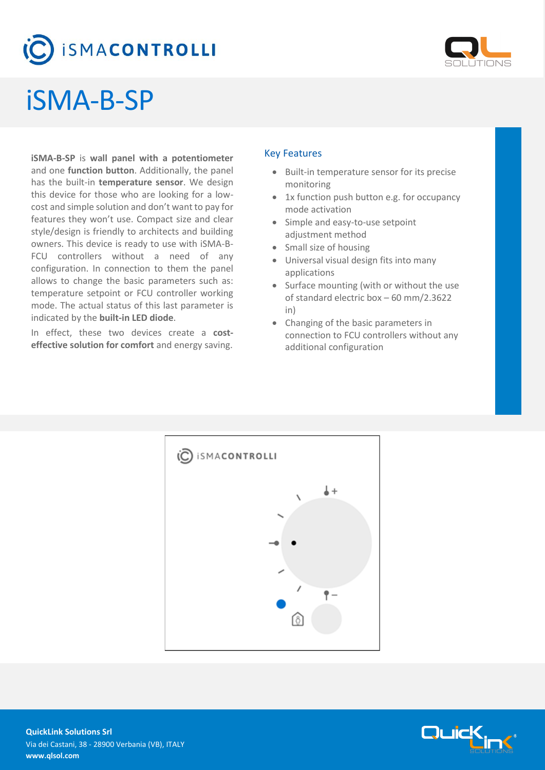# iSMA-B-SP

**iSMA-B-SP** is **wall panel with a potentiometer** and one **function button**. Additionally, the panel has the built-in **temperature sensor**. We design this device for those who are looking for a low-cost and simple solution and don't want to pay for features they won't use. Compact size and clear style/design is friendly to architects and building owners. This device is ready to use with iSMA-B-FCU controllers without a need of any configuration. In connection to them the panel allows to change the basic parameters such as: temperature setpoint or FCU controller working mode. The actual status of this last parameter is indicated by the **built-in LED diode**.

In effect, these two devices create a **cost-effective solution for comfort** and energy saving.

## Key Features

- Built-in temperature sensor for its precise monitoring
- 1x function push button e.g. for occupancy mode activation
- Simple and easy-to-use setpoint adjustment method
- Small size of housing
- Universal visual design fits into many applications
- Surface mounting (with or without the use of standard electric box – 60 mm/2.3622 in)
- Changing of the basic parameters in connection to FCU controllers without any additional configuration

**QuickLink Solutions Srl**
Via dei Castani, 38 - 28900 Verbania (VB), ITALY
**www.qlsol.com**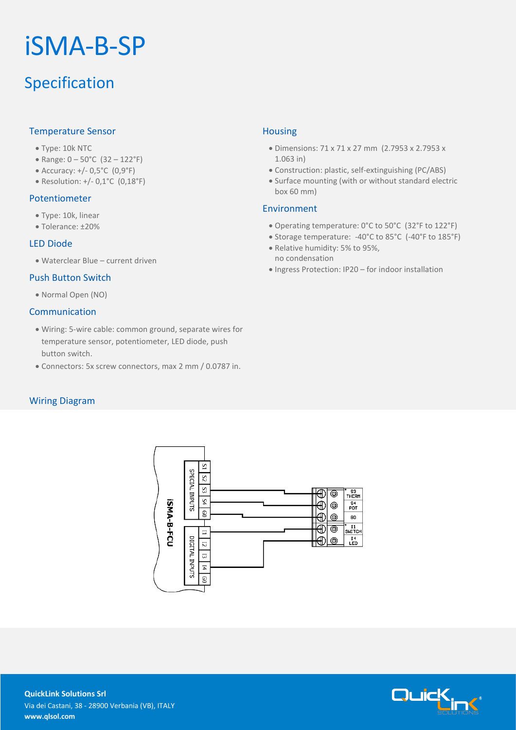# iSMA-B-SP

## Specification

### Temperature Sensor

- Type: 10k NTC
- Range: 0 – 50°C (32 – 122°F)
- Accuracy: +/- 0,5°C (0,9°F)
- Resolution: +/- 0,1°C (0,18°F)

### Potentiometer

- Type: 10k, linear
- Tolerance: ±20%

### LED Diode

- Waterclear Blue – current driven

### Push Button Switch

- Normal Open (NO)

### Communication

- Wiring: 5-wire cable: common ground, separate wires for temperature sensor, potentiometer, LED diode, push button switch.
- Connectors: 5x screw connectors, max 2 mm / 0.0787 in.

### Housing

- Dimensions: 71 x 71 x 27 mm (2.7953 x 2.7953 x 1.063 in)
- Construction: plastic, self-extinguishing (PC/ABS)
- Surface mounting (with or without standard electric box 60 mm)

### Environment

- Operating temperature: 0°C to 50°C (32°F to 122°F)
- Storage temperature: -40°C to 85°C (-40°F to 185°F)
- Relative humidity: 5% to 95%, no condensation
- Ingress Protection: IP20 – for indoor installation

### Wiring Diagram

iSMA-B-FCU

SPECIAL INPUTS

S1
S2
S3
S4
G0

DIGITAL INPUTS

I1
I2
I3
I4
G0

S3
THERM

S4
POT

G0

I1
SWITCH

I4
LED

**QuickLink Solutions Srl**
Via dei Castani, 38 - 28900 Verbania (VB), ITALY
**www.qlsol.com**